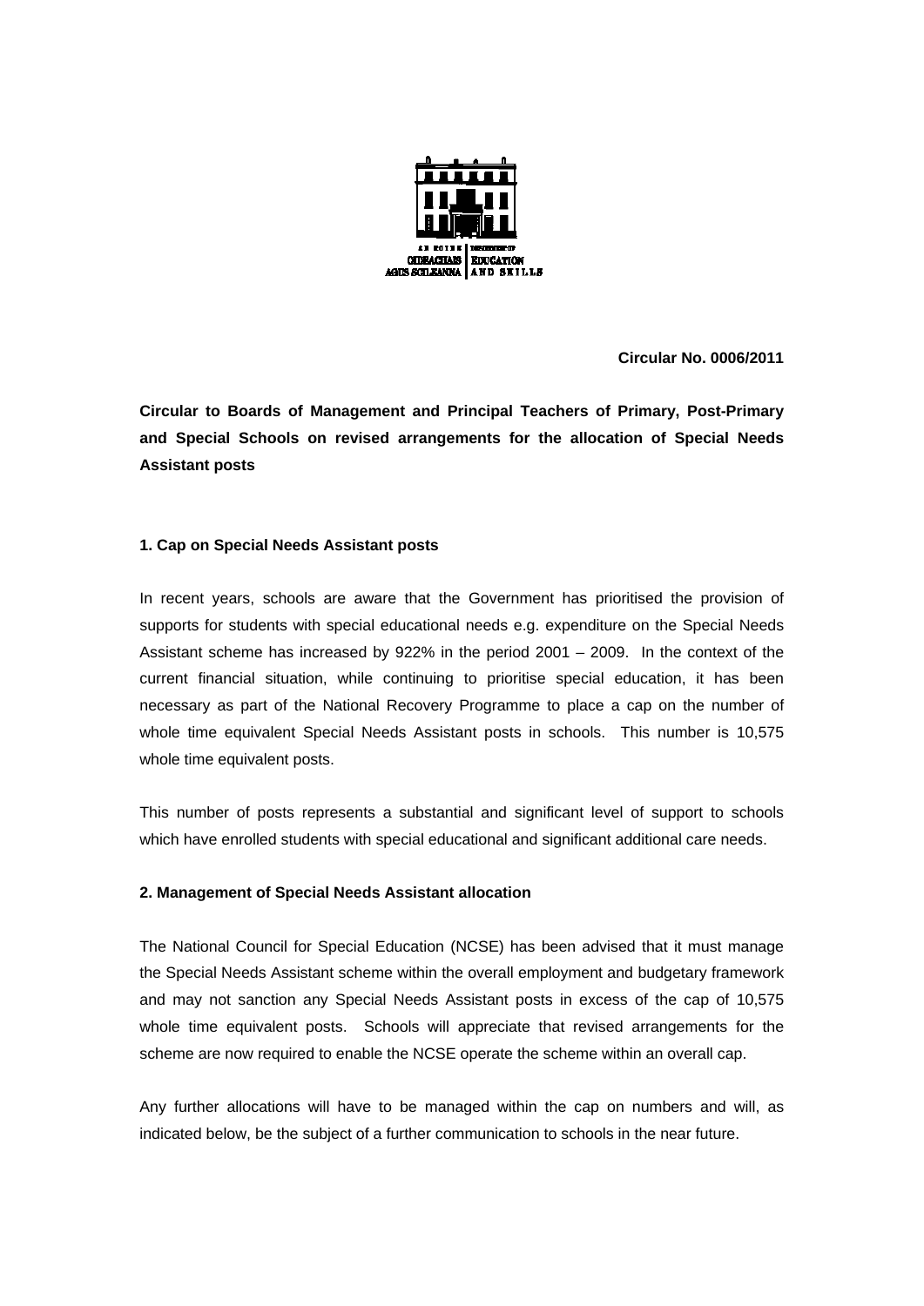**Circular No. 0006/2011**

**Circular to Boards of Management and Principal Teachers of Primary, Post-Primary and Special Schools on revised arrangements for the allocation of Special Needs Assistant posts**

**1. Cap on Special Needs Assistant posts**

In recent years, schools are aware that the Government has prioritised the provision of supports for students with special educational needs e.g. expenditure on the Special Needs Assistant scheme has increased by 922% in the period 2001 – 2009. In the context of the current financial situation, while continuing to prioritise special education, it has been necessary as part of the National Recovery Programme to place a cap on the number of whole time equivalent Special Needs Assistant posts in schools. This number is 10,575 whole time equivalent posts.

This number of posts represents a substantial and significant level of support to schools which have enrolled students with special educational and significant additional care needs.

**2. Management of Special Needs Assistant allocation**

The National Council for Special Education (NCSE) has been advised that it must manage the Special Needs Assistant scheme within the overall employment and budgetary framework and may not sanction any Special Needs Assistant posts in excess of the cap of 10,575 whole time equivalent posts. Schools will appreciate that revised arrangements for the scheme are now required to enable the NCSE operate the scheme within an overall cap.

Any further allocations will have to be managed within the cap on numbers and will, as indicated below, be the subject of a further communication to schools in the near future.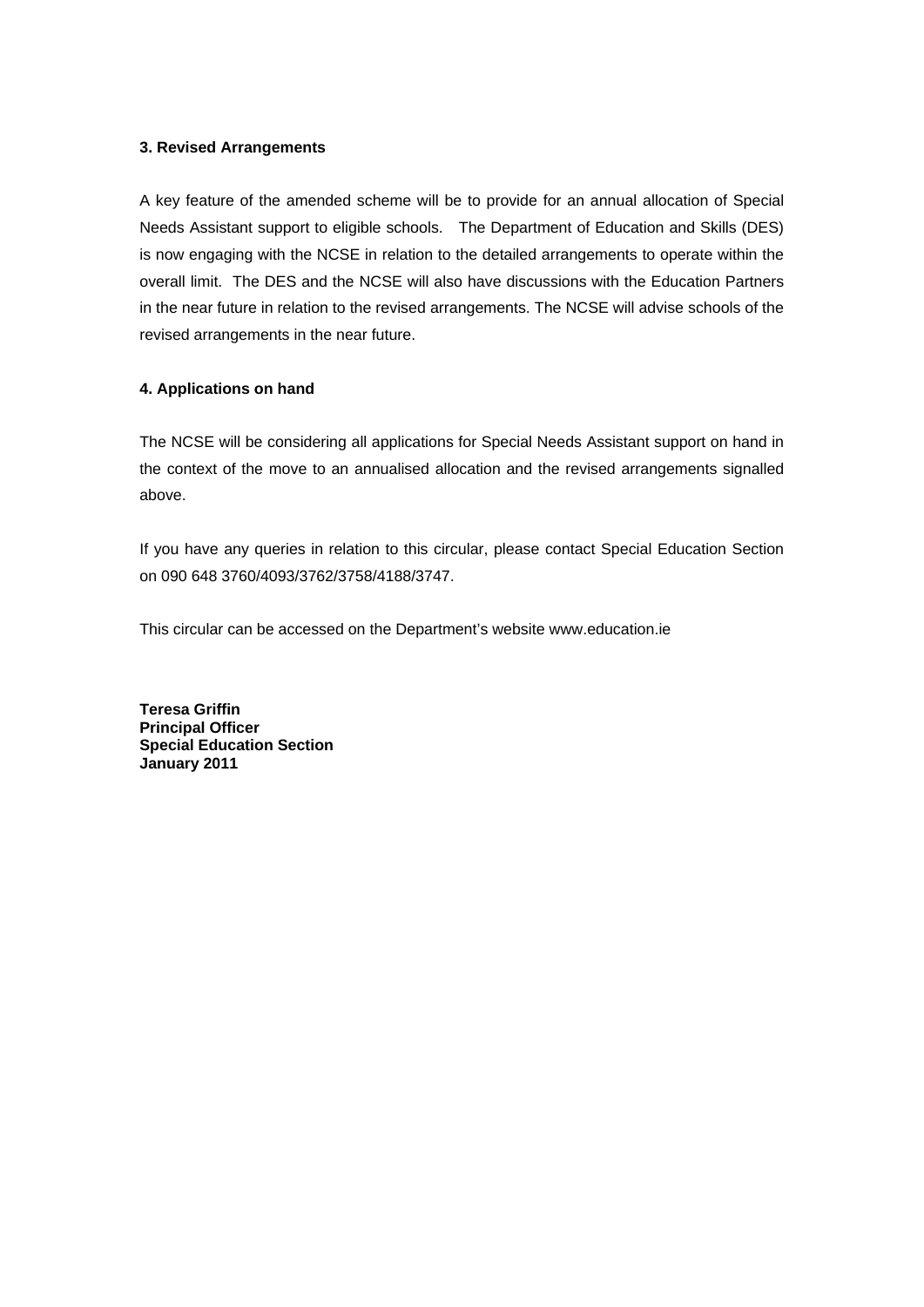### 3. Revised Arrangements

A key feature of the amended scheme will be to provide for an annual allocation of Special Needs Assistant support to eligible schools. The Department of Education and Skills (DES) is now engaging with the NCSE in relation to the detailed arrangements to operate within the overall limit. The DES and the NCSE will also have discussions with the Education Partners in the near future in relation to the revised arrangements. The NCSE will advise schools of the revised arrangements in the near future.

### 4. Applications on hand

The NCSE will be considering all applications for Special Needs Assistant support on hand in the context of the move to an annualised allocation and the revised arrangements signalled above.

If you have any queries in relation to this circular, please contact Special Education Section on 090 648 3760/4093/3762/3758/4188/3747.

This circular can be accessed on the Department's website www.education.ie

**Teresa Griffin**
**Principal Officer**
**Special Education Section**
**January 2011**